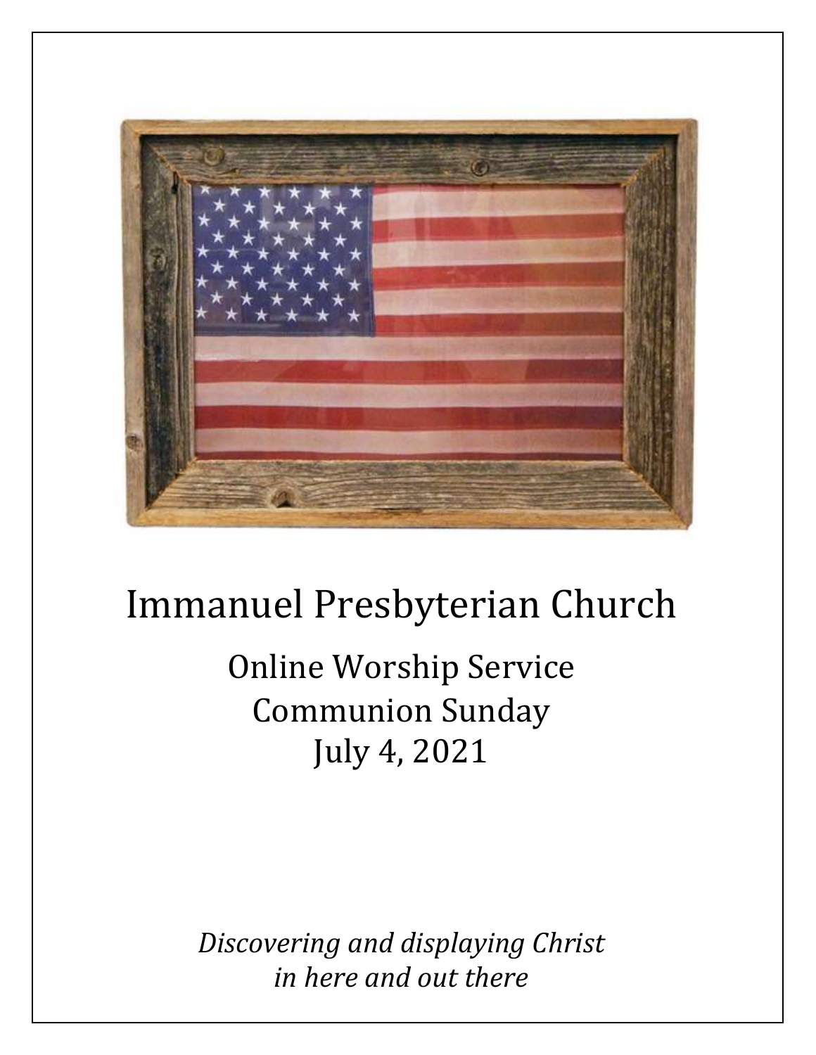# Immanuel Presbyterian Church

## Online Worship Service
## Communion Sunday
## July 4, 2021

*Discovering and displaying Christ*
*in here and out there*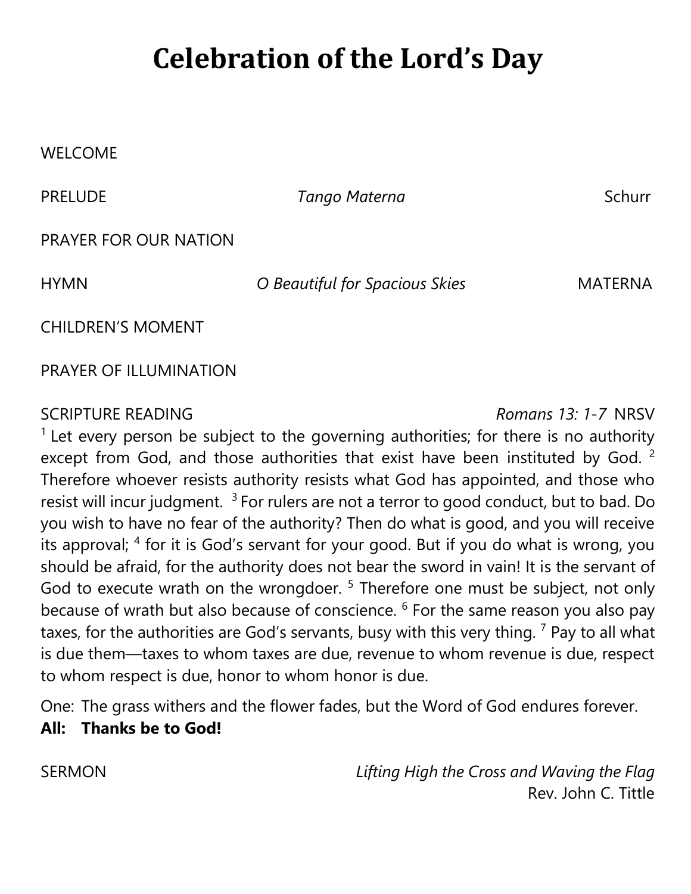# Celebration of the Lord's Day

WELCOME

PRELUDE *Tango Materna* Schurr

PRAYER FOR OUR NATION

HYMN *O Beautiful for Spacious Skies* MATERNA

CHILDREN'S MOMENT

PRAYER OF ILLUMINATION

SCRIPTURE READING *Romans 13: 1-7* NRSV

[1] Let every person be subject to the governing authorities; for there is no authority except from God, and those authorities that exist have been instituted by God. [2] Therefore whoever resists authority resists what God has appointed, and those who resist will incur judgment. [3] For rulers are not a terror to good conduct, but to bad. Do you wish to have no fear of the authority? Then do what is good, and you will receive its approval; [4] for it is God's servant for your good. But if you do what is wrong, you should be afraid, for the authority does not bear the sword in vain! It is the servant of God to execute wrath on the wrongdoer. [5] Therefore one must be subject, not only because of wrath but also because of conscience. [6] For the same reason you also pay taxes, for the authorities are God's servants, busy with this very thing. [7] Pay to all what is due them—taxes to whom taxes are due, revenue to whom revenue is due, respect to whom respect is due, honor to whom honor is due.

One: The grass withers and the flower fades, but the Word of God endures forever.
**All: Thanks be to God!**

SERMON *Lifting High the Cross and Waving the Flag*
Rev. John C. Tittle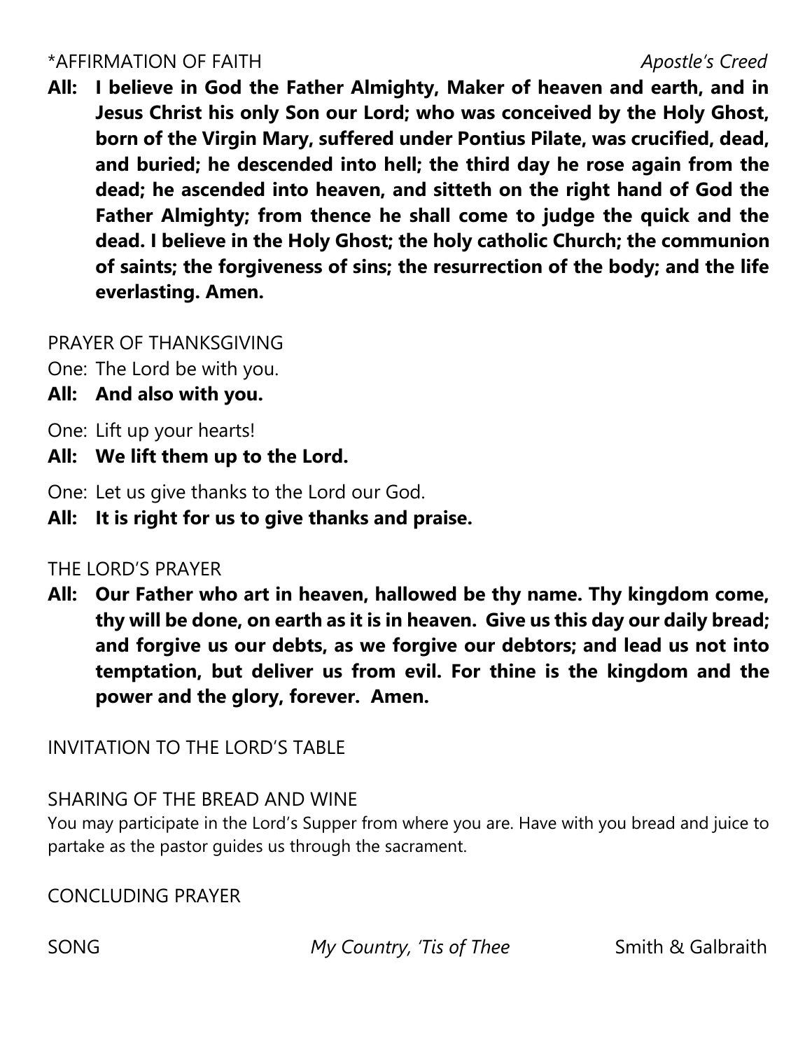*AFFIRMATION OF FAITH *Apostle's Creed*

**All: I believe in God the Father Almighty, Maker of heaven and earth, and in Jesus Christ his only Son our Lord; who was conceived by the Holy Ghost, born of the Virgin Mary, suffered under Pontius Pilate, was crucified, dead, and buried; he descended into hell; the third day he rose again from the dead; he ascended into heaven, and sitteth on the right hand of God the Father Almighty; from thence he shall come to judge the quick and the dead. I believe in the Holy Ghost; the holy catholic Church; the communion of saints; the forgiveness of sins; the resurrection of the body; and the life everlasting. Amen.**

PRAYER OF THANKSGIVING

One: The Lord be with you.

**All: And also with you.**

One: Lift up your hearts!

**All: We lift them up to the Lord.**

One: Let us give thanks to the Lord our God.

**All: It is right for us to give thanks and praise.**

THE LORD'S PRAYER

**All: Our Father who art in heaven, hallowed be thy name. Thy kingdom come, thy will be done, on earth as it is in heaven. Give us this day our daily bread; and forgive us our debts, as we forgive our debtors; and lead us not into temptation, but deliver us from evil. For thine is the kingdom and the power and the glory, forever. Amen.**

INVITATION TO THE LORD'S TABLE

SHARING OF THE BREAD AND WINE

You may participate in the Lord's Supper from where you are. Have with you bread and juice to partake as the pastor guides us through the sacrament.

CONCLUDING PRAYER

SONG *My Country, 'Tis of Thee* Smith & Galbraith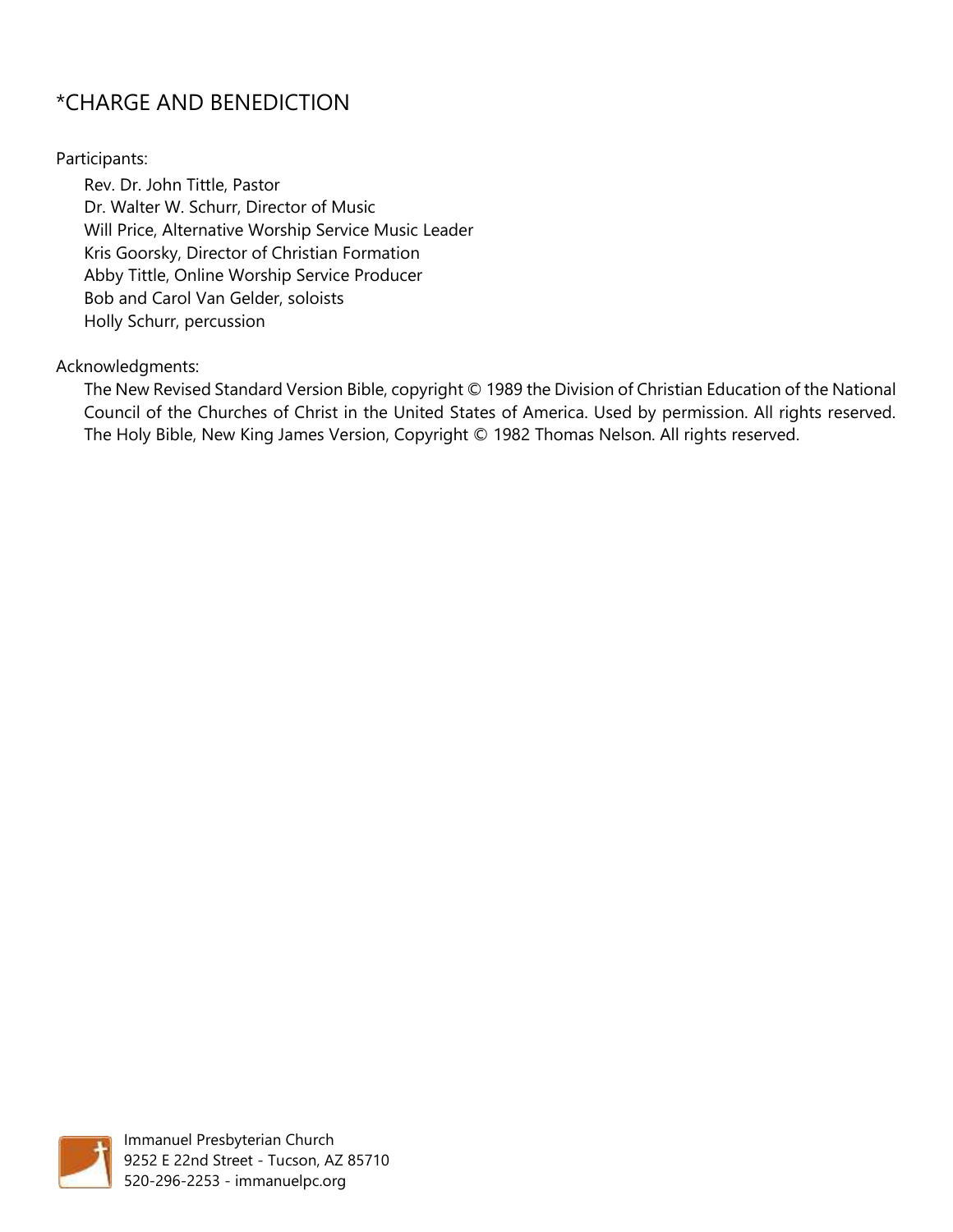## *CHARGE AND BENEDICTION

Participants:

Rev. Dr. John Tittle, Pastor
Dr. Walter W. Schurr, Director of Music
Will Price, Alternative Worship Service Music Leader
Kris Goorsky, Director of Christian Formation
Abby Tittle, Online Worship Service Producer
Bob and Carol Van Gelder, soloists
Holly Schurr, percussion

Acknowledgments:

The New Revised Standard Version Bible, copyright © 1989 the Division of Christian Education of the National Council of the Churches of Christ in the United States of America. Used by permission. All rights reserved. The Holy Bible, New King James Version, Copyright © 1982 Thomas Nelson. All rights reserved.

Immanuel Presbyterian Church
9252 E 22nd Street - Tucson, AZ 85710
520-296-2253 - immanuelpc.org